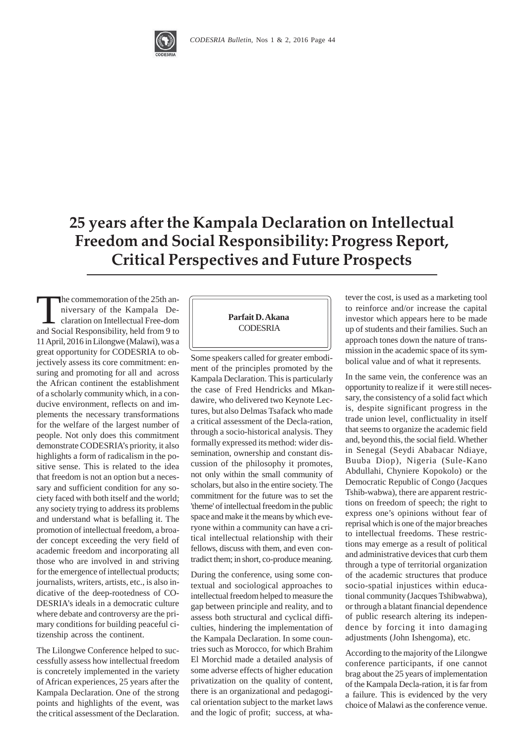# 25 years after the Kampala Declaration on Intellectual Freedom and Social Responsibility: Progress Report, Critical Perspectives and Future Prospects

**Parfait D. Akana**
CODESRIA

The commemoration of the 25th anniversary of the Kampala Declaration on Intellectual Free-dom and Social Responsibility, held from 9 to 11 April, 2016 in Lilongwe (Malawi), was a great opportunity for CODESRIA to objectively assess its core commitment: ensuring and promoting for all and across the African continent the establishment of a scholarly community which, in a conducive environment, reflects on and implements the necessary transformations for the welfare of the largest number of people. Not only does this commitment demonstrate CODESRIA's priority, it also highlights a form of radicalism in the positive sense. This is related to the idea that freedom is not an option but a necessary and sufficient condition for any society faced with both itself and the world; any society trying to address its problems and understand what is befalling it. The promotion of intellectual freedom, a broader concept exceeding the very field of academic freedom and incorporating all those who are involved in and striving for the emergence of intellectual products; journalists, writers, artists, etc., is also indicative of the deep-rootedness of CODESRIA's ideals in a democratic culture where debate and controversy are the primary conditions for building peaceful citizenship across the continent.

The Lilongwe Conference helped to successfully assess how intellectual freedom is concretely implemented in the variety of African experiences, 25 years after the Kampala Declaration. One of the strong points and highlights of the event, was the critical assessment of the Declaration. Some speakers called for greater embodiment of the principles promoted by the Kampala Declaration. This is particularly the case of Fred Hendricks and Mkandawire, who delivered two Keynote Lectures, but also Delmas Tsafack who made a critical assessment of the Decla-ration, through a socio-historical analysis. They formally expressed its method: wider dissemination, ownership and constant discussion of the philosophy it promotes, not only within the small community of scholars, but also in the entire society. The commitment for the future was to set the 'theme' of intellectual freedom in the public space and make it the means by which everyone within a community can have a critical intellectual relationship with their fellows, discuss with them, and even contradict them; in short, co-produce meaning.

During the conference, using some contextual and sociological approaches to intellectual freedom helped to measure the gap between principle and reality, and to assess both structural and cyclical difficulties, hindering the implementation of the Kampala Declaration. In some countries such as Morocco, for which Brahim El Morchid made a detailed analysis of some adverse effects of higher education privatization on the quality of content, there is an organizational and pedagogical orientation subject to the market laws and the logic of profit; success, at whatever the cost, is used as a marketing tool to reinforce and/or increase the capital investor which appears here to be made up of students and their families. Such an approach tones down the nature of transmission in the academic space of its symbolical value and of what it represents.

In the same vein, the conference was an opportunity to realize if it were still necessary, the consistency of a solid fact which is, despite significant progress in the trade union level, conflictuality in itself that seems to organize the academic field and, beyond this, the social field. Whether in Senegal (Seydi Ababacar Ndiaye, Buuba Diop), Nigeria (Sule-Kano Abdullahi, Chyniere Kopokolo) or the Democratic Republic of Congo (Jacques Tshib-wabwa), there are apparent restrictions on freedom of speech; the right to express one's opinions without fear of reprisal which is one of the major breaches to intellectual freedoms. These restrictions may emerge as a result of political and administrative devices that curb them through a type of territorial organization of the academic structures that produce socio-spatial injustices within educational community (Jacques Tshibwabwa), or through a blatant financial dependence of public research altering its independence by forcing it into damaging adjustments (John Ishengoma), etc.

According to the majority of the Lilongwe conference participants, if one cannot brag about the 25 years of implementation of the Kampala Decla-ration, it is far from a failure. This is evidenced by the very choice of Malawi as the conference venue.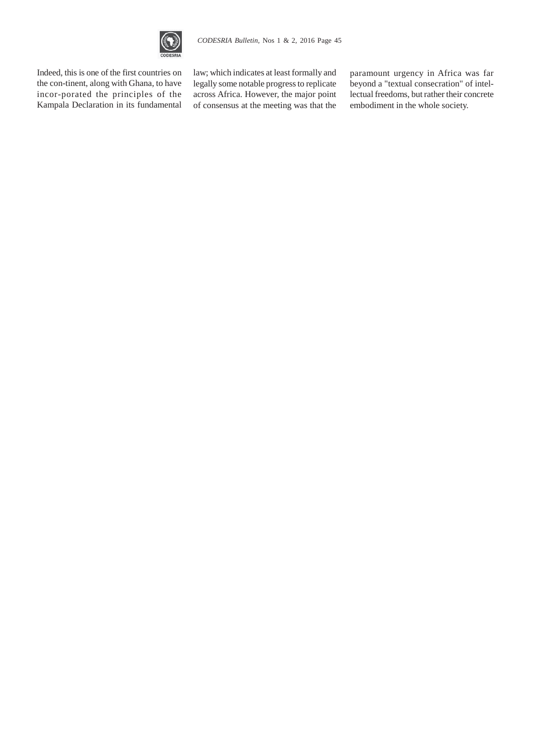Indeed, this is one of the first countries on the con-tinent, along with Ghana, to have incor-porated the principles of the Kampala Declaration in its fundamental law; which indicates at least formally and legally some notable progress to replicate across Africa. However, the major point of consensus at the meeting was that the paramount urgency in Africa was far beyond a "textual consecration" of intellectual freedoms, but rather their concrete embodiment in the whole society.